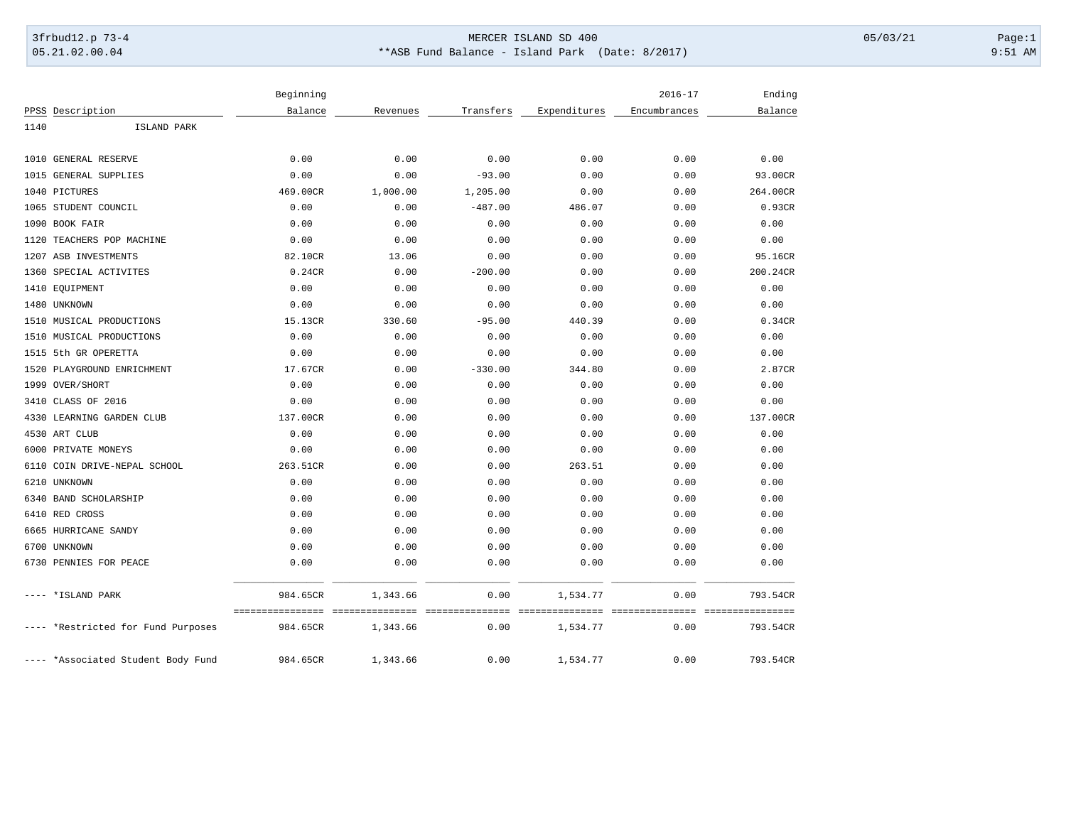# MERCER ISLAND SD 400

## **ASB Fund Balance - Island Park (Date: 8/2017)

3frbud12.p 73-4 — 05.21.02.00.04 — 05/03/21 9:51 AM

| PPSS | Description | Beginning Balance | Revenues | Transfers | Expenditures | 2016-17 Encumbrances | Ending Balance |
|---|---|---|---|---|---|---|---|
| 1140 | ISLAND PARK | | | | | | |
| 1010 | GENERAL RESERVE | 0.00 | 0.00 | 0.00 | 0.00 | 0.00 | 0.00 |
| 1015 | GENERAL SUPPLIES | 0.00 | 0.00 | -93.00 | 0.00 | 0.00 | 93.00CR |
| 1040 | PICTURES | 469.00CR | 1,000.00 | 1,205.00 | 0.00 | 0.00 | 264.00CR |
| 1065 | STUDENT COUNCIL | 0.00 | 0.00 | -487.00 | 486.07 | 0.00 | 0.93CR |
| 1090 | BOOK FAIR | 0.00 | 0.00 | 0.00 | 0.00 | 0.00 | 0.00 |
| 1120 | TEACHERS POP MACHINE | 0.00 | 0.00 | 0.00 | 0.00 | 0.00 | 0.00 |
| 1207 | ASB INVESTMENTS | 82.10CR | 13.06 | 0.00 | 0.00 | 0.00 | 95.16CR |
| 1360 | SPECIAL ACTIVITES | 0.24CR | 0.00 | -200.00 | 0.00 | 0.00 | 200.24CR |
| 1410 | EQUIPMENT | 0.00 | 0.00 | 0.00 | 0.00 | 0.00 | 0.00 |
| 1480 | UNKNOWN | 0.00 | 0.00 | 0.00 | 0.00 | 0.00 | 0.00 |
| 1510 | MUSICAL PRODUCTIONS | 15.13CR | 330.60 | -95.00 | 440.39 | 0.00 | 0.34CR |
| 1510 | MUSICAL PRODUCTIONS | 0.00 | 0.00 | 0.00 | 0.00 | 0.00 | 0.00 |
| 1515 | 5th GR OPERETTA | 0.00 | 0.00 | 0.00 | 0.00 | 0.00 | 0.00 |
| 1520 | PLAYGROUND ENRICHMENT | 17.67CR | 0.00 | -330.00 | 344.80 | 0.00 | 2.87CR |
| 1999 | OVER/SHORT | 0.00 | 0.00 | 0.00 | 0.00 | 0.00 | 0.00 |
| 3410 | CLASS OF 2016 | 0.00 | 0.00 | 0.00 | 0.00 | 0.00 | 0.00 |
| 4330 | LEARNING GARDEN CLUB | 137.00CR | 0.00 | 0.00 | 0.00 | 0.00 | 137.00CR |
| 4530 | ART CLUB | 0.00 | 0.00 | 0.00 | 0.00 | 0.00 | 0.00 |
| 6000 | PRIVATE MONEYS | 0.00 | 0.00 | 0.00 | 0.00 | 0.00 | 0.00 |
| 6110 | COIN DRIVE-NEPAL SCHOOL | 263.51CR | 0.00 | 0.00 | 263.51 | 0.00 | 0.00 |
| 6210 | UNKNOWN | 0.00 | 0.00 | 0.00 | 0.00 | 0.00 | 0.00 |
| 6340 | BAND SCHOLARSHIP | 0.00 | 0.00 | 0.00 | 0.00 | 0.00 | 0.00 |
| 6410 | RED CROSS | 0.00 | 0.00 | 0.00 | 0.00 | 0.00 | 0.00 |
| 6665 | HURRICANE SANDY | 0.00 | 0.00 | 0.00 | 0.00 | 0.00 | 0.00 |
| 6700 | UNKNOWN | 0.00 | 0.00 | 0.00 | 0.00 | 0.00 | 0.00 |
| 6730 | PENNIES FOR PEACE | 0.00 | 0.00 | 0.00 | 0.00 | 0.00 | 0.00 |
| ---- | *ISLAND PARK | 984.65CR | 1,343.66 | 0.00 | 1,534.77 | 0.00 | 793.54CR |
| ---- | *Restricted for Fund Purposes | 984.65CR | 1,343.66 | 0.00 | 1,534.77 | 0.00 | 793.54CR |
| ---- | *Associated Student Body Fund | 984.65CR | 1,343.66 | 0.00 | 1,534.77 | 0.00 | 793.54CR |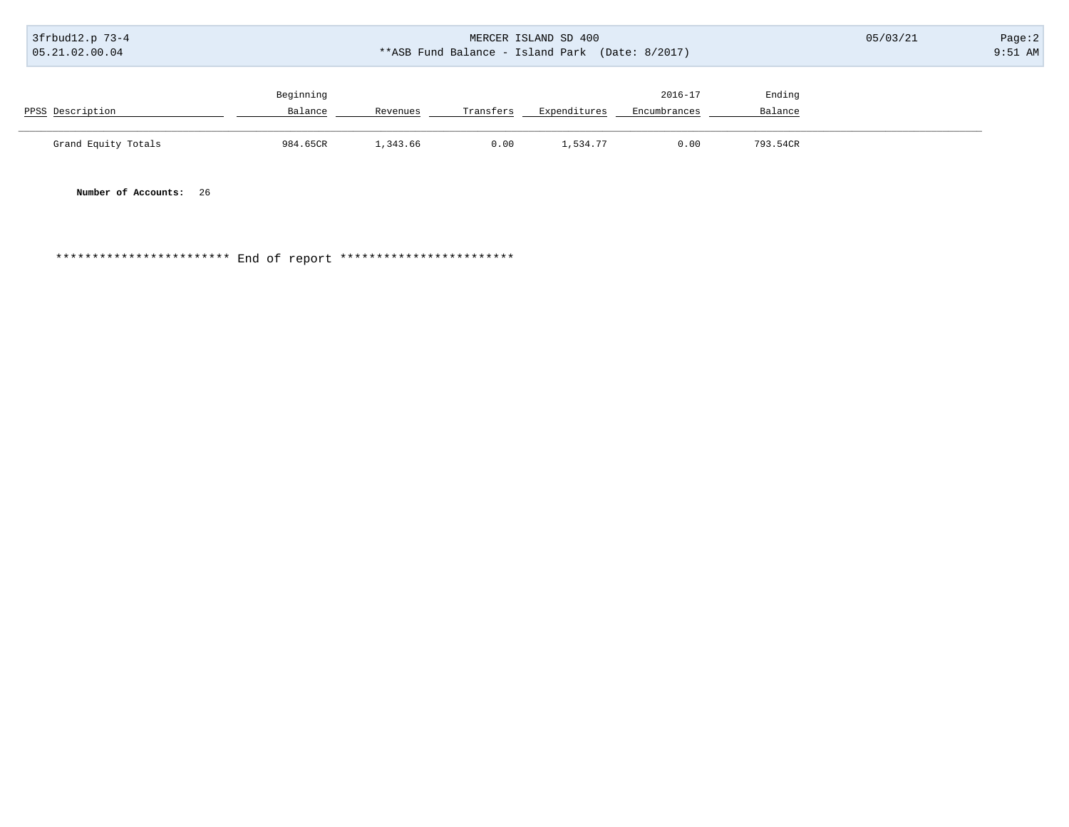| PPSS | Description | Beginning Balance | Revenues | Transfers | Expenditures | 2016-17 Encumbrances | Ending Balance |
|---|---|---|---|---|---|---|---|
| | Grand Equity Totals | 984.65CR | 1,343.66 | 0.00 | 1,534.77 | 0.00 | 793.54CR |

**Number of Accounts:** 26

************************ End of report ************************